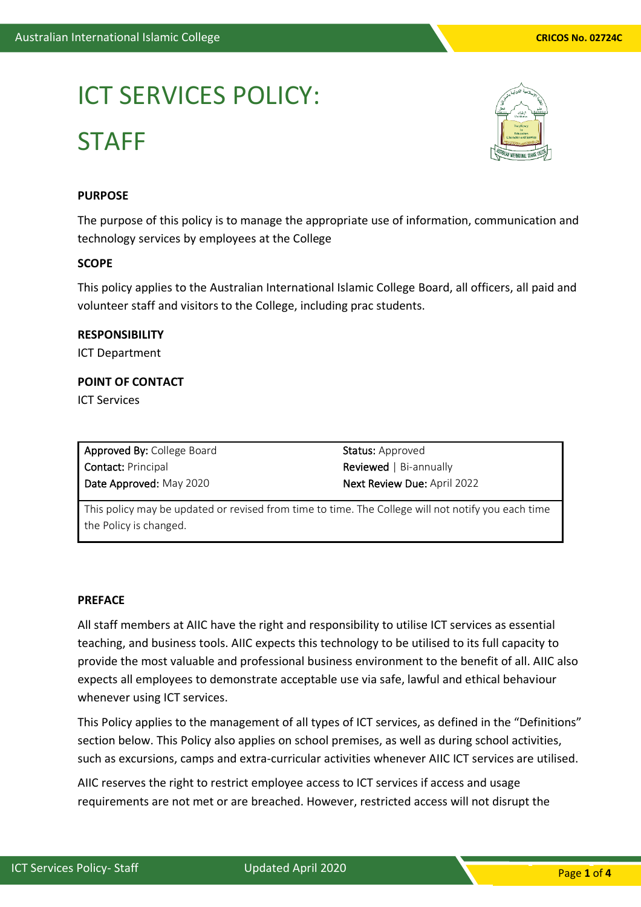# ICT SERVICES POLICY: STAFF

**PURPOSE**

The purpose of this policy is to manage the appropriate use of information, communication and technology services by employees at the College

**SCOPE**

This policy applies to the Australian International Islamic College Board, all officers, all paid and volunteer staff and visitors to the College, including prac students.

**RESPONSIBILITY**

ICT Department

**POINT OF CONTACT**

ICT Services

| **Approved By:** College Board | **Status:** Approved |
|---|---|
| **Contact:** Principal | **Reviewed** \| Bi-annually |
| **Date Approved:** May 2020 | **Next Review Due:** April 2022 |
| This policy may be updated or revised from time to time. The College will not notify you each time the Policy is changed. | |

**PREFACE**

All staff members at AIIC have the right and responsibility to utilise ICT services as essential teaching, and business tools. AIIC expects this technology to be utilised to its full capacity to provide the most valuable and professional business environment to the benefit of all. AIIC also expects all employees to demonstrate acceptable use via safe, lawful and ethical behaviour whenever using ICT services.

This Policy applies to the management of all types of ICT services, as defined in the "Definitions" section below. This Policy also applies on school premises, as well as during school activities, such as excursions, camps and extra-curricular activities whenever AIIC ICT services are utilised.

AIIC reserves the right to restrict employee access to ICT services if access and usage requirements are not met or are breached. However, restricted access will not disrupt the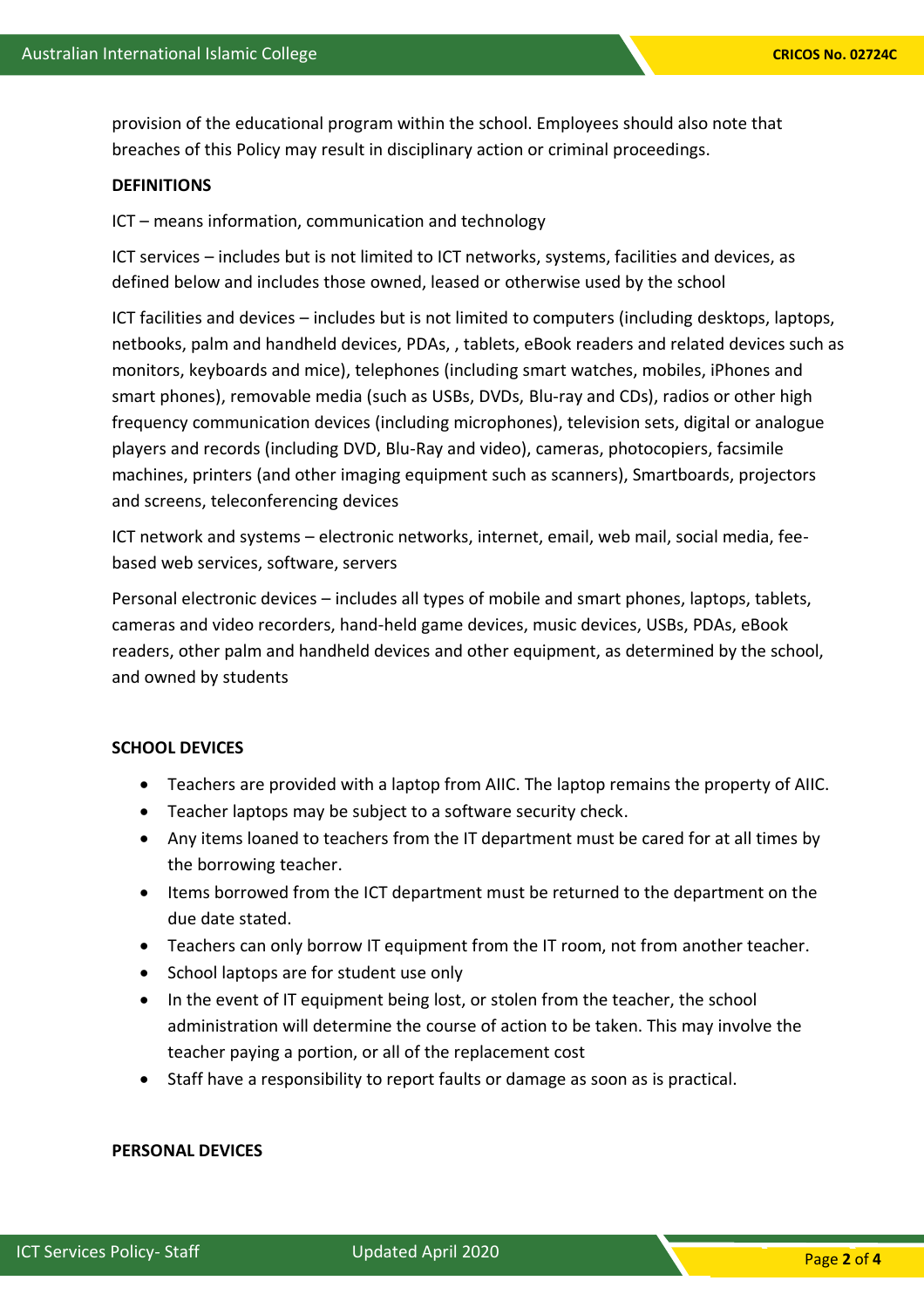provision of the educational program within the school. Employees should also note that breaches of this Policy may result in disciplinary action or criminal proceedings.

**DEFINITIONS**

ICT – means information, communication and technology

ICT services – includes but is not limited to ICT networks, systems, facilities and devices, as defined below and includes those owned, leased or otherwise used by the school

ICT facilities and devices – includes but is not limited to computers (including desktops, laptops, netbooks, palm and handheld devices, PDAs, , tablets, eBook readers and related devices such as monitors, keyboards and mice), telephones (including smart watches, mobiles, iPhones and smart phones), removable media (such as USBs, DVDs, Blu-ray and CDs), radios or other high frequency communication devices (including microphones), television sets, digital or analogue players and records (including DVD, Blu-Ray and video), cameras, photocopiers, facsimile machines, printers (and other imaging equipment such as scanners), Smartboards, projectors and screens, teleconferencing devices

ICT network and systems – electronic networks, internet, email, web mail, social media, fee-based web services, software, servers

Personal electronic devices – includes all types of mobile and smart phones, laptops, tablets, cameras and video recorders, hand-held game devices, music devices, USBs, PDAs, eBook readers, other palm and handheld devices and other equipment, as determined by the school, and owned by students

**SCHOOL DEVICES**

- Teachers are provided with a laptop from AIIC. The laptop remains the property of AIIC.
- Teacher laptops may be subject to a software security check.
- Any items loaned to teachers from the IT department must be cared for at all times by the borrowing teacher.
- Items borrowed from the ICT department must be returned to the department on the due date stated.
- Teachers can only borrow IT equipment from the IT room, not from another teacher.
- School laptops are for student use only
- In the event of IT equipment being lost, or stolen from the teacher, the school administration will determine the course of action to be taken. This may involve the teacher paying a portion, or all of the replacement cost
- Staff have a responsibility to report faults or damage as soon as is practical.

**PERSONAL DEVICES**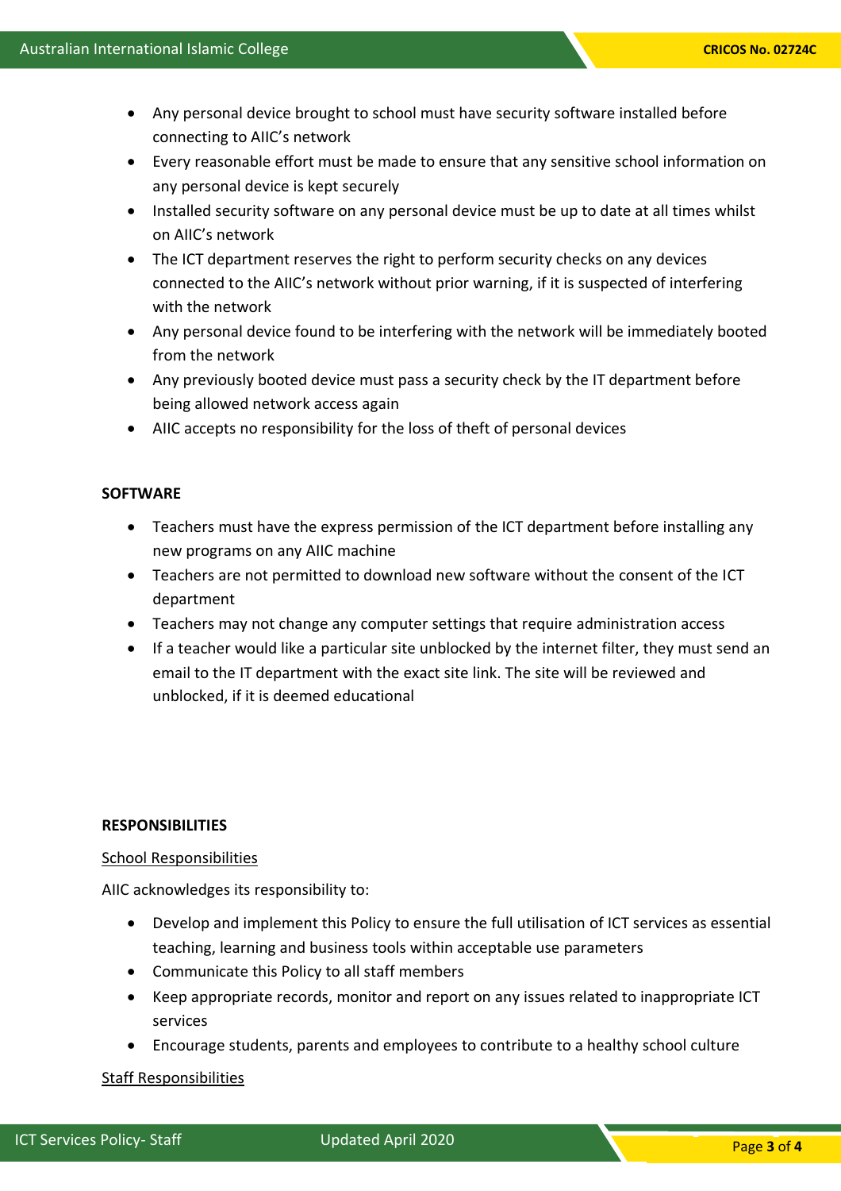- Any personal device brought to school must have security software installed before connecting to AIIC's network
- Every reasonable effort must be made to ensure that any sensitive school information on any personal device is kept securely
- Installed security software on any personal device must be up to date at all times whilst on AIIC's network
- The ICT department reserves the right to perform security checks on any devices connected to the AIIC's network without prior warning, if it is suspected of interfering with the network
- Any personal device found to be interfering with the network will be immediately booted from the network
- Any previously booted device must pass a security check by the IT department before being allowed network access again
- AIIC accepts no responsibility for the loss of theft of personal devices

**SOFTWARE**

- Teachers must have the express permission of the ICT department before installing any new programs on any AIIC machine
- Teachers are not permitted to download new software without the consent of the ICT department
- Teachers may not change any computer settings that require administration access
- If a teacher would like a particular site unblocked by the internet filter, they must send an email to the IT department with the exact site link. The site will be reviewed and unblocked, if it is deemed educational

**RESPONSIBILITIES**

<u>School Responsibilities</u>

AIIC acknowledges its responsibility to:

- Develop and implement this Policy to ensure the full utilisation of ICT services as essential teaching, learning and business tools within acceptable use parameters
- Communicate this Policy to all staff members
- Keep appropriate records, monitor and report on any issues related to inappropriate ICT services
- Encourage students, parents and employees to contribute to a healthy school culture

<u>Staff Responsibilities</u>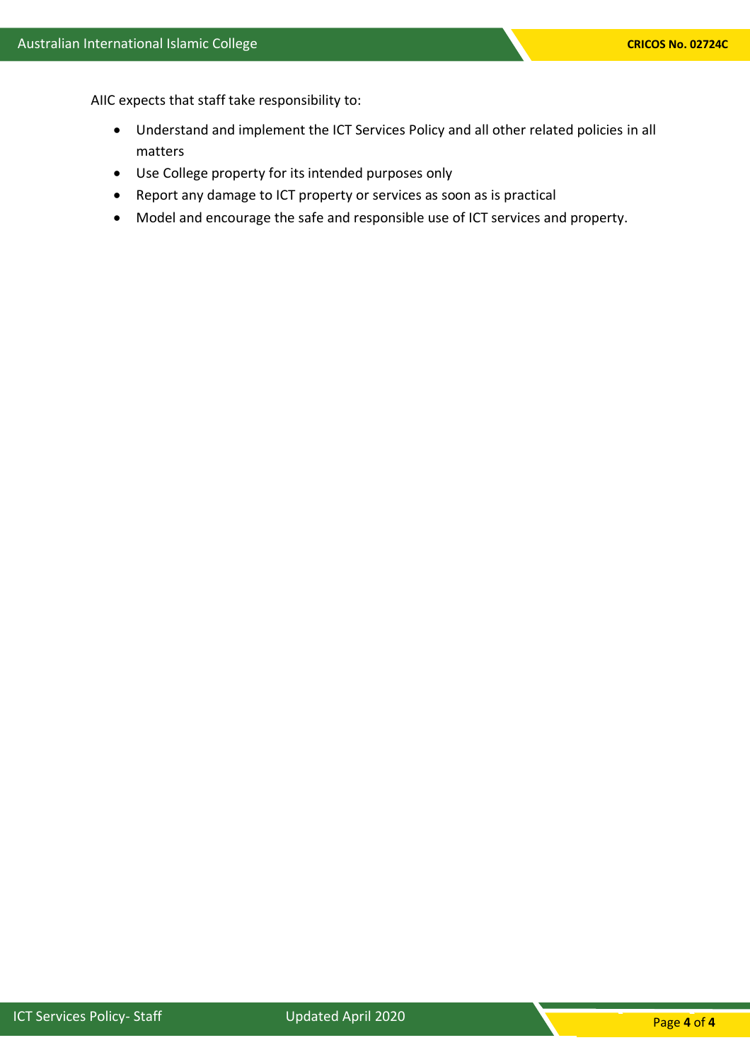AIIC expects that staff take responsibility to:

- Understand and implement the ICT Services Policy and all other related policies in all matters
- Use College property for its intended purposes only
- Report any damage to ICT property or services as soon as is practical
- Model and encourage the safe and responsible use of ICT services and property.